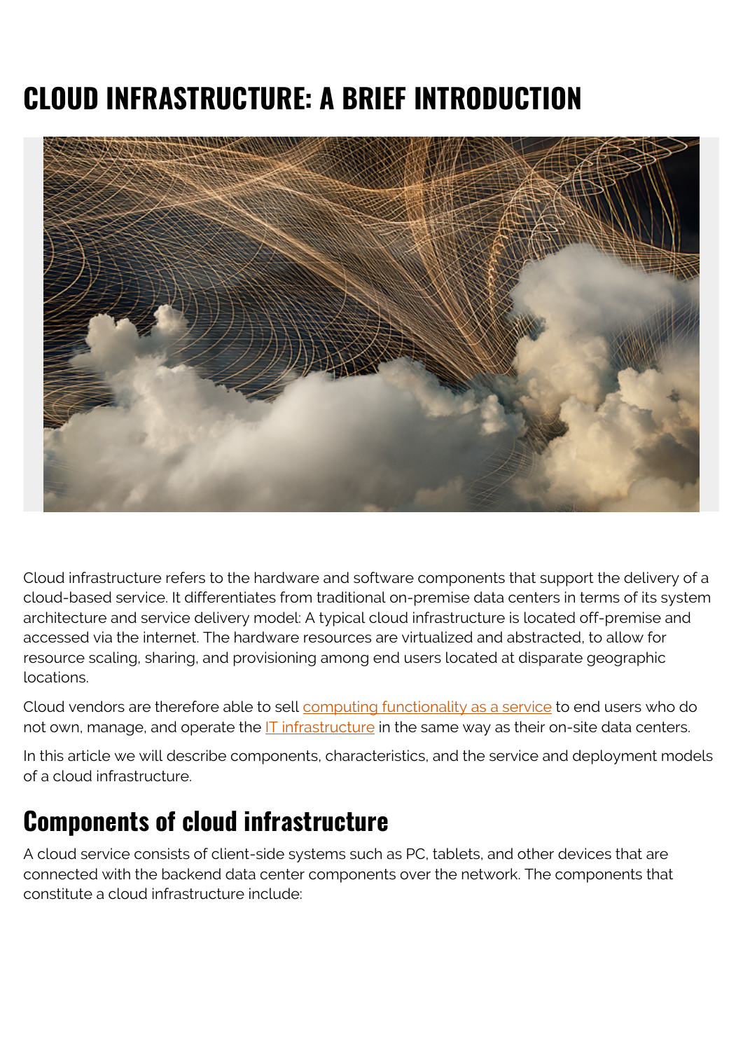# CLOUD INFRASTRUCTURE: A BRIEF INTRODUCTION

Cloud infrastructure refers to the hardware and software components that support the delivery of a cloud-based service. It differentiates from traditional on-premise data centers in terms of its system architecture and service delivery model: A typical cloud infrastructure is located off-premise and accessed via the internet. The hardware resources are virtualized and abstracted, to allow for resource scaling, sharing, and provisioning among end users located at disparate geographic locations.

Cloud vendors are therefore able to sell computing functionality as a service to end users who do not own, manage, and operate the IT infrastructure in the same way as their on-site data centers.

In this article we will describe components, characteristics, and the service and deployment models of a cloud infrastructure.

## Components of cloud infrastructure

A cloud service consists of client-side systems such as PC, tablets, and other devices that are connected with the backend data center components over the network. The components that constitute a cloud infrastructure include: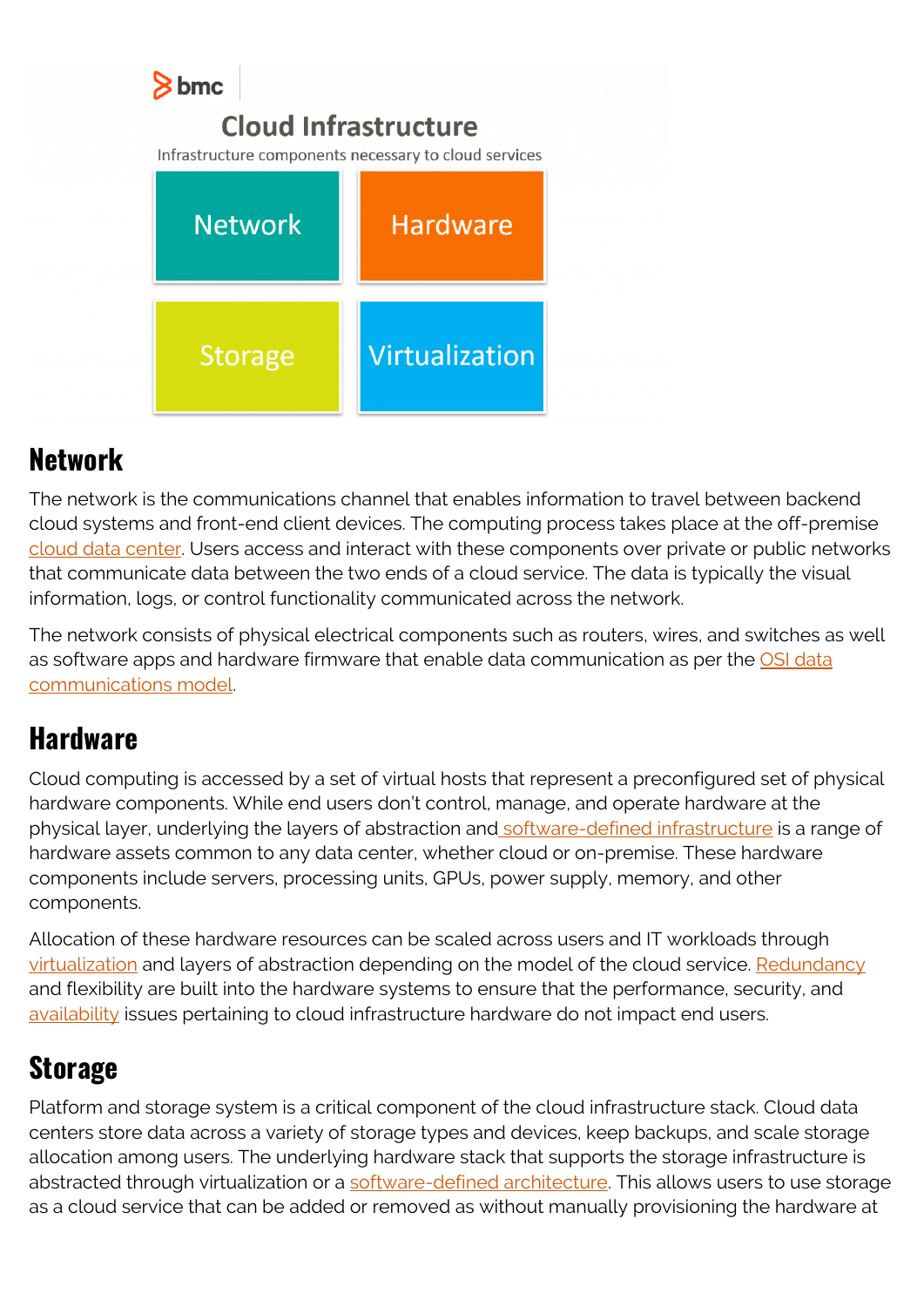## Network

The network is the communications channel that enables information to travel between backend cloud systems and front-end client devices. The computing process takes place at the off-premise cloud data center. Users access and interact with these components over private or public networks that communicate data between the two ends of a cloud service. The data is typically the visual information, logs, or control functionality communicated across the network.

The network consists of physical electrical components such as routers, wires, and switches as well as software apps and hardware firmware that enable data communication as per the OSI data communications model.

## Hardware

Cloud computing is accessed by a set of virtual hosts that represent a preconfigured set of physical hardware components. While end users don't control, manage, and operate hardware at the physical layer, underlying the layers of abstraction and software-defined infrastructure is a range of hardware assets common to any data center, whether cloud or on-premise. These hardware components include servers, processing units, GPUs, power supply, memory, and other components.

Allocation of these hardware resources can be scaled across users and IT workloads through virtualization and layers of abstraction depending on the model of the cloud service. Redundancy and flexibility are built into the hardware systems to ensure that the performance, security, and availability issues pertaining to cloud infrastructure hardware do not impact end users.

## Storage

Platform and storage system is a critical component of the cloud infrastructure stack. Cloud data centers store data across a variety of storage types and devices, keep backups, and scale storage allocation among users. The underlying hardware stack that supports the storage infrastructure is abstracted through virtualization or a software-defined architecture. This allows users to use storage as a cloud service that can be added or removed as without manually provisioning the hardware at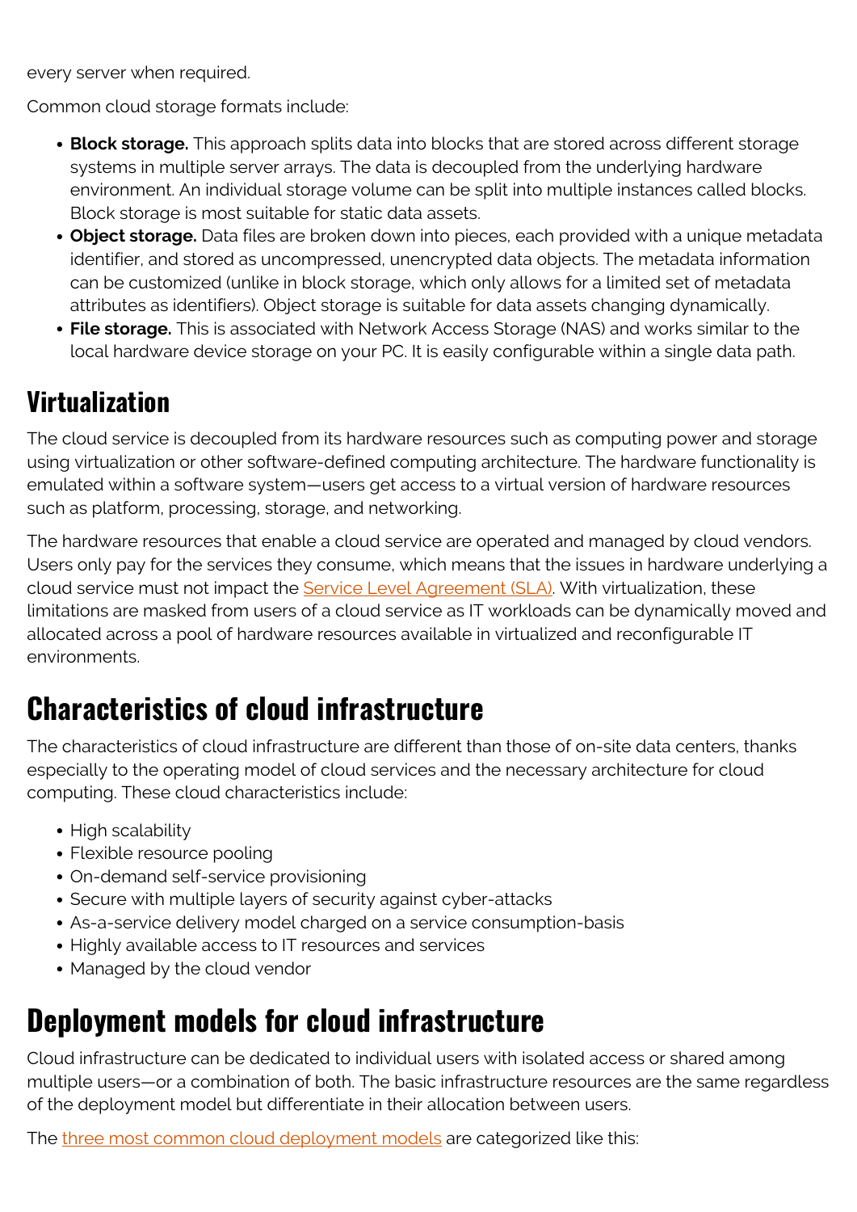every server when required.

Common cloud storage formats include:

- **Block storage.** This approach splits data into blocks that are stored across different storage systems in multiple server arrays. The data is decoupled from the underlying hardware environment. An individual storage volume can be split into multiple instances called blocks. Block storage is most suitable for static data assets.
- **Object storage.** Data files are broken down into pieces, each provided with a unique metadata identifier, and stored as uncompressed, unencrypted data objects. The metadata information can be customized (unlike in block storage, which only allows for a limited set of metadata attributes as identifiers). Object storage is suitable for data assets changing dynamically.
- **File storage.** This is associated with Network Access Storage (NAS) and works similar to the local hardware device storage on your PC. It is easily configurable within a single data path.

### Virtualization

The cloud service is decoupled from its hardware resources such as computing power and storage using virtualization or other software-defined computing architecture. The hardware functionality is emulated within a software system—users get access to a virtual version of hardware resources such as platform, processing, storage, and networking.

The hardware resources that enable a cloud service are operated and managed by cloud vendors. Users only pay for the services they consume, which means that the issues in hardware underlying a cloud service must not impact the Service Level Agreement (SLA). With virtualization, these limitations are masked from users of a cloud service as IT workloads can be dynamically moved and allocated across a pool of hardware resources available in virtualized and reconfigurable IT environments.

## Characteristics of cloud infrastructure

The characteristics of cloud infrastructure are different than those of on-site data centers, thanks especially to the operating model of cloud services and the necessary architecture for cloud computing. These cloud characteristics include:

- High scalability
- Flexible resource pooling
- On-demand self-service provisioning
- Secure with multiple layers of security against cyber-attacks
- As-a-service delivery model charged on a service consumption-basis
- Highly available access to IT resources and services
- Managed by the cloud vendor

## Deployment models for cloud infrastructure

Cloud infrastructure can be dedicated to individual users with isolated access or shared among multiple users—or a combination of both. The basic infrastructure resources are the same regardless of the deployment model but differentiate in their allocation between users.

The three most common cloud deployment models are categorized like this: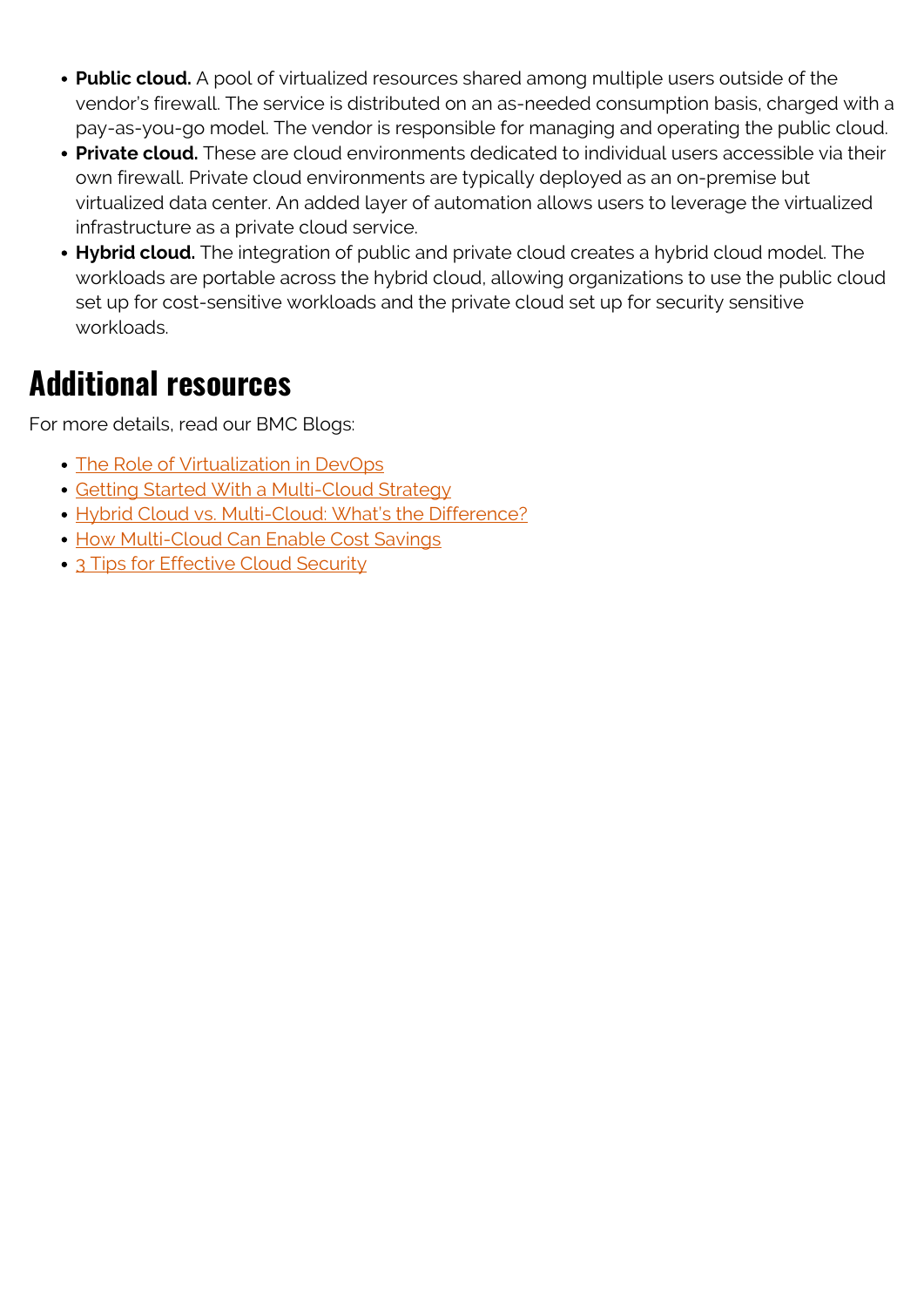- **Public cloud.** A pool of virtualized resources shared among multiple users outside of the vendor's firewall. The service is distributed on an as-needed consumption basis, charged with a pay-as-you-go model. The vendor is responsible for managing and operating the public cloud.
- **Private cloud.** These are cloud environments dedicated to individual users accessible via their own firewall. Private cloud environments are typically deployed as an on-premise but virtualized data center. An added layer of automation allows users to leverage the virtualized infrastructure as a private cloud service.
- **Hybrid cloud.** The integration of public and private cloud creates a hybrid cloud model. The workloads are portable across the hybrid cloud, allowing organizations to use the public cloud set up for cost-sensitive workloads and the private cloud set up for security sensitive workloads.

## Additional resources

For more details, read our BMC Blogs:

- The Role of Virtualization in DevOps
- Getting Started With a Multi-Cloud Strategy
- Hybrid Cloud vs. Multi-Cloud: What's the Difference?
- How Multi-Cloud Can Enable Cost Savings
- 3 Tips for Effective Cloud Security